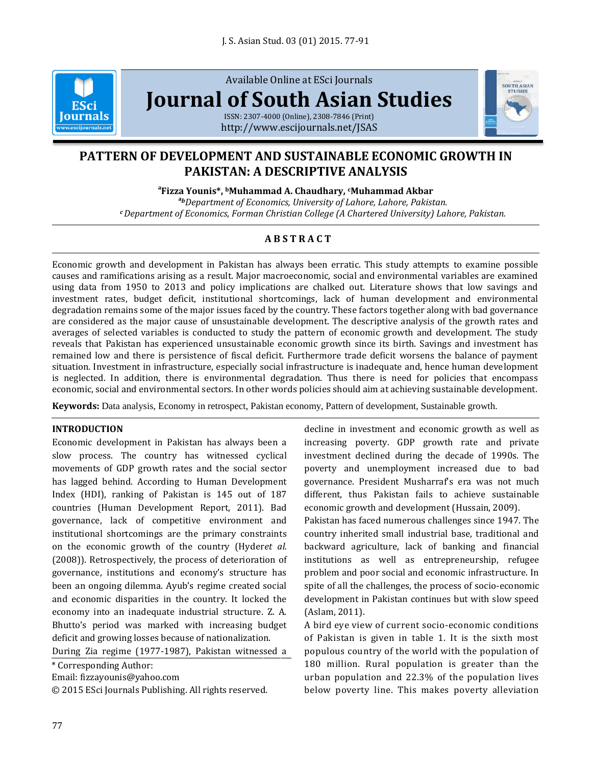Available Online at ESci Journals

# Journal of South Asian Studies

ISSN: 2307-4000 (Online), 2308-7846 (Print)
http://www.escijournals.net/JSAS

# PATTERN OF DEVELOPMENT AND SUSTAINABLE ECONOMIC GROWTH IN PAKISTAN: A DESCRIPTIVE ANALYSIS

**[a]Fizza Younis*, [b]Muhammad A. Chaudhary, [c]Muhammad Akbar**

[ab]*Department of Economics, University of Lahore, Lahore, Pakistan.*
[c]*Department of Economics, Forman Christian College (A Chartered University) Lahore, Pakistan.*

## ABSTRACT

Economic growth and development in Pakistan has always been erratic. This study attempts to examine possible causes and ramifications arising as a result. Major macroeconomic, social and environmental variables are examined using data from 1950 to 2013 and policy implications are chalked out. Literature shows that low savings and investment rates, budget deficit, institutional shortcomings, lack of human development and environmental degradation remains some of the major issues faced by the country. These factors together along with bad governance are considered as the major cause of unsustainable development. The descriptive analysis of the growth rates and averages of selected variables is conducted to study the pattern of economic growth and development. The study reveals that Pakistan has experienced unsustainable economic growth since its birth. Savings and investment has remained low and there is persistence of fiscal deficit. Furthermore trade deficit worsens the balance of payment situation. Investment in infrastructure, especially social infrastructure is inadequate and, hence human development is neglected. In addition, there is environmental degradation. Thus there is need for policies that encompass economic, social and environmental sectors. In other words policies should aim at achieving sustainable development.

**Keywords:** Data analysis, Economy in retrospect, Pakistan economy, Pattern of development, Sustainable growth.

## INTRODUCTION

Economic development in Pakistan has always been a slow process. The country has witnessed cyclical movements of GDP growth rates and the social sector has lagged behind. According to Human Development Index (HDI), ranking of Pakistan is 145 out of 187 countries (Human Development Report, 2011). Bad governance, lack of competitive environment and institutional shortcomings are the primary constraints on the economic growth of the country (Hyder*et al.* (2008)). Retrospectively, the process of deterioration of governance, institutions and economy's structure has been an ongoing dilemma. Ayub's regime created social and economic disparities in the country. It locked the economy into an inadequate industrial structure. Z. A. Bhutto's period was marked with increasing budget deficit and growing losses because of nationalization.

During Zia regime (1977-1987), Pakistan witnessed a decline in investment and economic growth as well as increasing poverty. GDP growth rate and private investment declined during the decade of 1990s. The poverty and unemployment increased due to bad governance. President Musharraf's era was not much different, thus Pakistan fails to achieve sustainable economic growth and development (Hussain, 2009).

Pakistan has faced numerous challenges since 1947. The country inherited small industrial base, traditional and backward agriculture, lack of banking and financial institutions as well as entrepreneurship, refugee problem and poor social and economic infrastructure. In spite of all the challenges, the process of socio-economic development in Pakistan continues but with slow speed (Aslam, 2011).

A bird eye view of current socio-economic conditions of Pakistan is given in table 1. It is the sixth most populous country of the world with the population of 180 million. Rural population is greater than the urban population and 22.3% of the population lives below poverty line. This makes poverty alleviation

\* Corresponding Author:
Email: fizzayounis@yahoo.com
© 2015 ESci Journals Publishing. All rights reserved.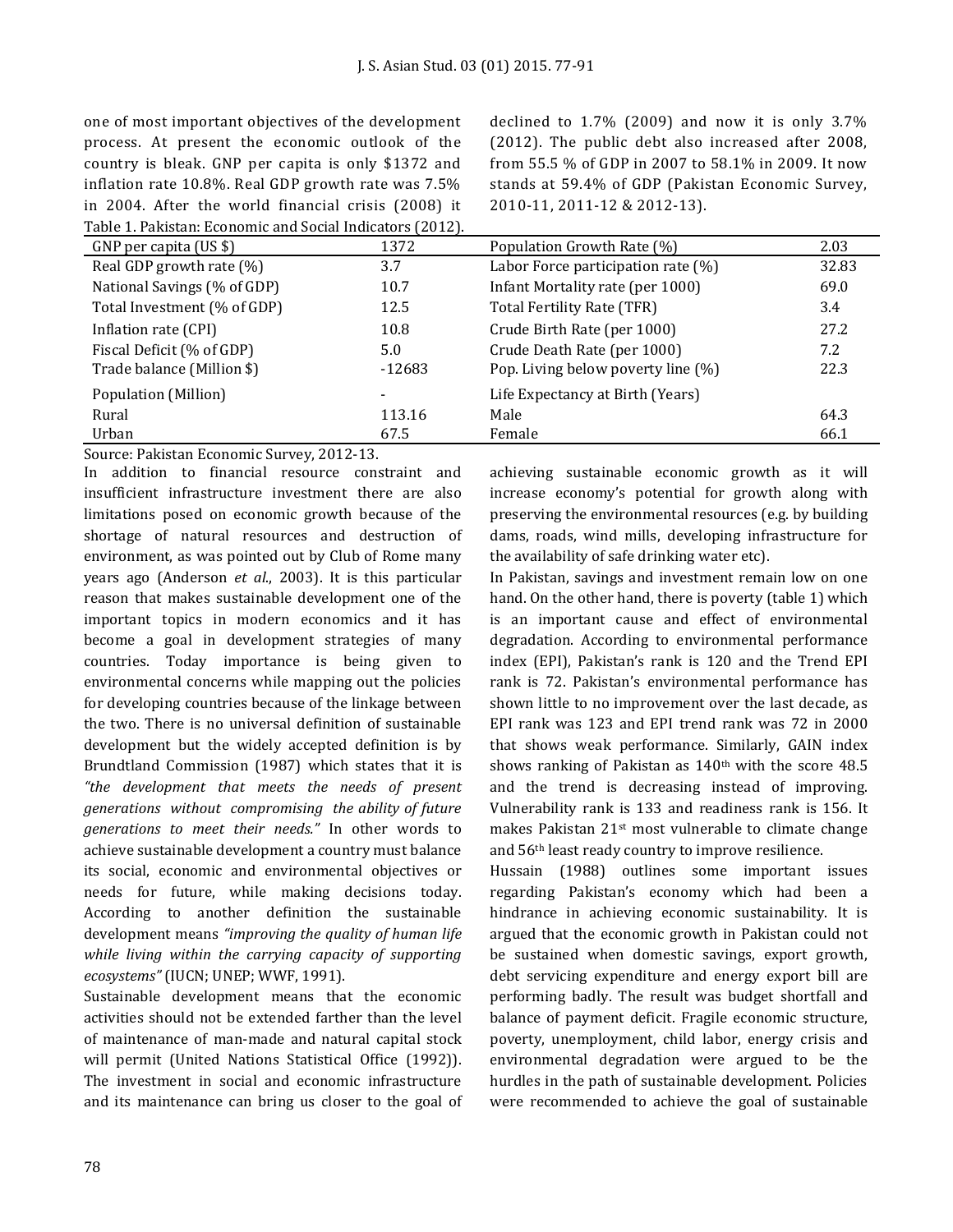one of most important objectives of the development process. At present the economic outlook of the country is bleak. GNP per capita is only $1372 and inflation rate 10.8%. Real GDP growth rate was 7.5% in 2004. After the world financial crisis (2008) it declined to 1.7% (2009) and now it is only 3.7% (2012). The public debt also increased after 2008, from 55.5 % of GDP in 2007 to 58.1% in 2009. It now stands at 59.4% of GDP (Pakistan Economic Survey, 2010-11, 2011-12 & 2012-13).

Table 1. Pakistan: Economic and Social Indicators (2012).

| GNP per capita (US $) | 1372 | Population Growth Rate (%) | 2.03 |
|---|---|---|---|
| Real GDP growth rate (%) | 3.7 | Labor Force participation rate (%) | 32.83 |
| National Savings (% of GDP) | 10.7 | Infant Mortality rate (per 1000) | 69.0 |
| Total Investment (% of GDP) | 12.5 | Total Fertility Rate (TFR) | 3.4 |
| Inflation rate (CPI) | 10.8 | Crude Birth Rate (per 1000) | 27.2 |
| Fiscal Deficit (% of GDP) | 5.0 | Crude Death Rate (per 1000) | 7.2 |
| Trade balance (Million $) | -12683 | Pop. Living below poverty line (%) | 22.3 |
| Population (Million) | - | Life Expectancy at Birth (Years) | |
| Rural | 113.16 | Male | 64.3 |
| Urban | 67.5 | Female | 66.1 |

Source: Pakistan Economic Survey, 2012-13.

In addition to financial resource constraint and insufficient infrastructure investment there are also limitations posed on economic growth because of the shortage of natural resources and destruction of environment, as was pointed out by Club of Rome many years ago (Anderson *et al.*, 2003). It is this particular reason that makes sustainable development one of the important topics in modern economics and it has become a goal in development strategies of many countries. Today importance is being given to environmental concerns while mapping out the policies for developing countries because of the linkage between the two. There is no universal definition of sustainable development but the widely accepted definition is by Brundtland Commission (1987) which states that it is *"the development that meets the needs of present generations without compromising the ability of future generations to meet their needs."* In other words to achieve sustainable development a country must balance its social, economic and environmental objectives or needs for future, while making decisions today. According to another definition the sustainable development means *"improving the quality of human life while living within the carrying capacity of supporting ecosystems"* (IUCN; UNEP; WWF, 1991).

Sustainable development means that the economic activities should not be extended farther than the level of maintenance of man-made and natural capital stock will permit (United Nations Statistical Office (1992)). The investment in social and economic infrastructure and its maintenance can bring us closer to the goal of achieving sustainable economic growth as it will increase economy's potential for growth along with preserving the environmental resources (e.g. by building dams, roads, wind mills, developing infrastructure for the availability of safe drinking water etc).

In Pakistan, savings and investment remain low on one hand. On the other hand, there is poverty (table 1) which is an important cause and effect of environmental degradation. According to environmental performance index (EPI), Pakistan's rank is 120 and the Trend EPI rank is 72. Pakistan's environmental performance has shown little to no improvement over the last decade, as EPI rank was 123 and EPI trend rank was 72 in 2000 that shows weak performance. Similarly, GAIN index shows ranking of Pakistan as 140th with the score 48.5 and the trend is decreasing instead of improving. Vulnerability rank is 133 and readiness rank is 156. It makes Pakistan 21st most vulnerable to climate change and 56th least ready country to improve resilience.

Hussain (1988) outlines some important issues regarding Pakistan's economy which had been a hindrance in achieving economic sustainability. It is argued that the economic growth in Pakistan could not be sustained when domestic savings, export growth, debt servicing expenditure and energy export bill are performing badly. The result was budget shortfall and balance of payment deficit. Fragile economic structure, poverty, unemployment, child labor, energy crisis and environmental degradation were argued to be the hurdles in the path of sustainable development. Policies were recommended to achieve the goal of sustainable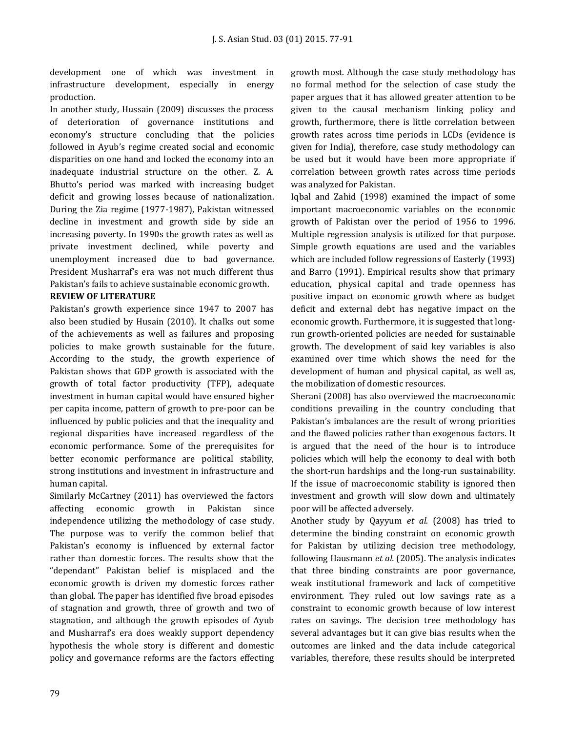development one of which was investment in infrastructure development, especially in energy production.

In another study, Hussain (2009) discusses the process of deterioration of governance institutions and economy's structure concluding that the policies followed in Ayub's regime created social and economic disparities on one hand and locked the economy into an inadequate industrial structure on the other. Z. A. Bhutto's period was marked with increasing budget deficit and growing losses because of nationalization. During the Zia regime (1977-1987), Pakistan witnessed decline in investment and growth side by side an increasing poverty. In 1990s the growth rates as well as private investment declined, while poverty and unemployment increased due to bad governance. President Musharraf's era was not much different thus Pakistan's fails to achieve sustainable economic growth.

## REVIEW OF LITERATURE

Pakistan's growth experience since 1947 to 2007 has also been studied by Husain (2010). It chalks out some of the achievements as well as failures and proposing policies to make growth sustainable for the future. According to the study, the growth experience of Pakistan shows that GDP growth is associated with the growth of total factor productivity (TFP), adequate investment in human capital would have ensured higher per capita income, pattern of growth to pre-poor can be influenced by public policies and that the inequality and regional disparities have increased regardless of the economic performance. Some of the prerequisites for better economic performance are political stability, strong institutions and investment in infrastructure and human capital.

Similarly McCartney (2011) has overviewed the factors affecting economic growth in Pakistan since independence utilizing the methodology of case study. The purpose was to verify the common belief that Pakistan's economy is influenced by external factor rather than domestic forces. The results show that the "dependant" Pakistan belief is misplaced and the economic growth is driven my domestic forces rather than global. The paper has identified five broad episodes of stagnation and growth, three of growth and two of stagnation, and although the growth episodes of Ayub and Musharraf's era does weakly support dependency hypothesis the whole story is different and domestic policy and governance reforms are the factors effecting growth most. Although the case study methodology has no formal method for the selection of case study the paper argues that it has allowed greater attention to be given to the causal mechanism linking policy and growth, furthermore, there is little correlation between growth rates across time periods in LCDs (evidence is given for India), therefore, case study methodology can be used but it would have been more appropriate if correlation between growth rates across time periods was analyzed for Pakistan.

Iqbal and Zahid (1998) examined the impact of some important macroeconomic variables on the economic growth of Pakistan over the period of 1956 to 1996. Multiple regression analysis is utilized for that purpose. Simple growth equations are used and the variables which are included follow regressions of Easterly (1993) and Barro (1991). Empirical results show that primary education, physical capital and trade openness has positive impact on economic growth where as budget deficit and external debt has negative impact on the economic growth. Furthermore, it is suggested that long-run growth-oriented policies are needed for sustainable growth. The development of said key variables is also examined over time which shows the need for the development of human and physical capital, as well as, the mobilization of domestic resources.

Sherani (2008) has also overviewed the macroeconomic conditions prevailing in the country concluding that Pakistan's imbalances are the result of wrong priorities and the flawed policies rather than exogenous factors. It is argued that the need of the hour is to introduce policies which will help the economy to deal with both the short-run hardships and the long-run sustainability. If the issue of macroeconomic stability is ignored then investment and growth will slow down and ultimately poor will be affected adversely.

Another study by Qayyum *et al.* (2008) has tried to determine the binding constraint on economic growth for Pakistan by utilizing decision tree methodology, following Hausmann *et al.* (2005). The analysis indicates that three binding constraints are poor governance, weak institutional framework and lack of competitive environment. They ruled out low savings rate as a constraint to economic growth because of low interest rates on savings. The decision tree methodology has several advantages but it can give bias results when the outcomes are linked and the data include categorical variables, therefore, these results should be interpreted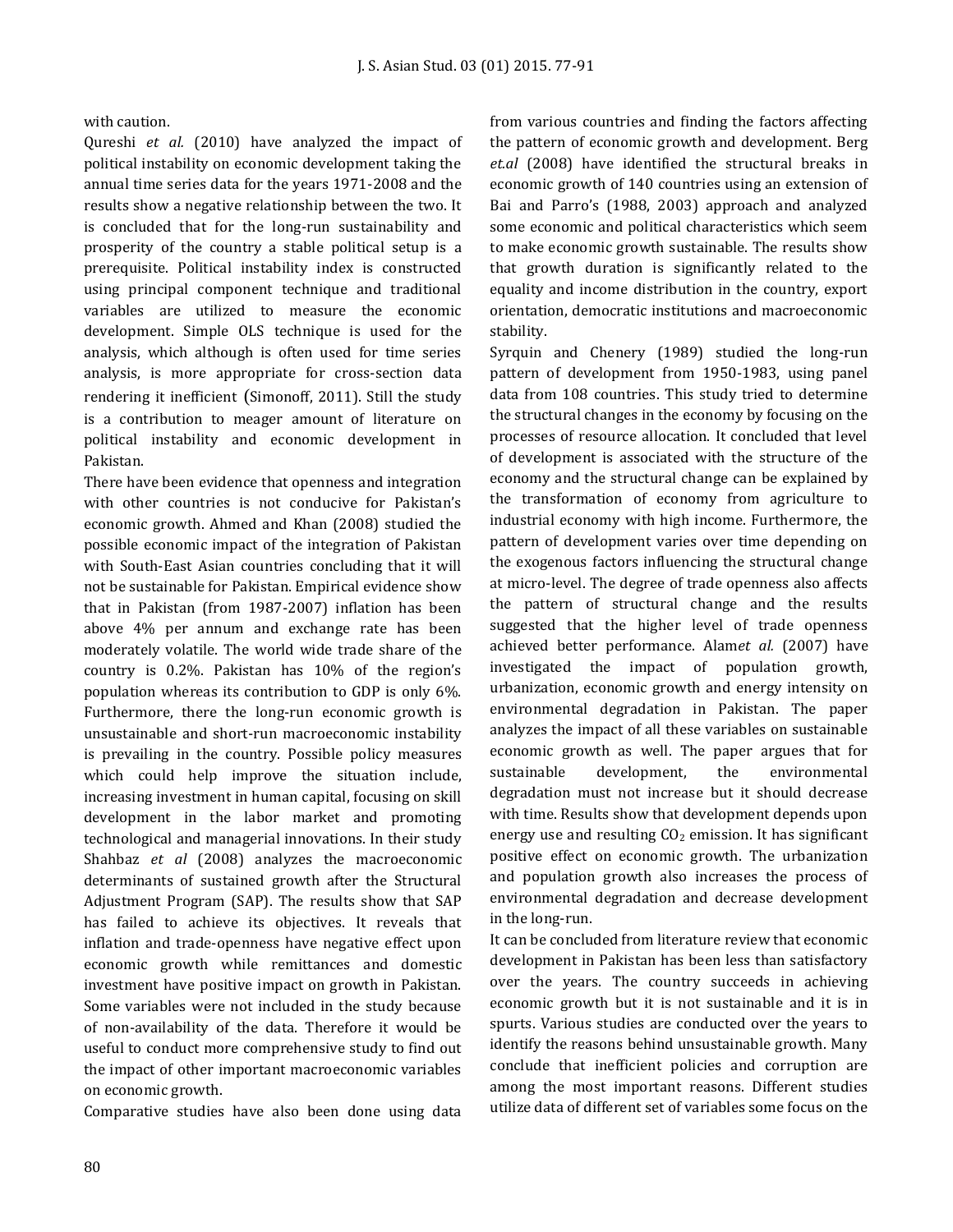with caution.

Qureshi *et al.* (2010) have analyzed the impact of political instability on economic development taking the annual time series data for the years 1971-2008 and the results show a negative relationship between the two. It is concluded that for the long-run sustainability and prosperity of the country a stable political setup is a prerequisite. Political instability index is constructed using principal component technique and traditional variables are utilized to measure the economic development. Simple OLS technique is used for the analysis, which although is often used for time series analysis, is more appropriate for cross-section data rendering it inefficient (Simonoff, 2011). Still the study is a contribution to meager amount of literature on political instability and economic development in Pakistan.

There have been evidence that openness and integration with other countries is not conducive for Pakistan's economic growth. Ahmed and Khan (2008) studied the possible economic impact of the integration of Pakistan with South-East Asian countries concluding that it will not be sustainable for Pakistan. Empirical evidence show that in Pakistan (from 1987-2007) inflation has been above 4% per annum and exchange rate has been moderately volatile. The world wide trade share of the country is 0.2%. Pakistan has 10% of the region's population whereas its contribution to GDP is only 6%. Furthermore, there the long-run economic growth is unsustainable and short-run macroeconomic instability is prevailing in the country. Possible policy measures which could help improve the situation include, increasing investment in human capital, focusing on skill development in the labor market and promoting technological and managerial innovations. In their study Shahbaz *et al* (2008) analyzes the macroeconomic determinants of sustained growth after the Structural Adjustment Program (SAP). The results show that SAP has failed to achieve its objectives. It reveals that inflation and trade-openness have negative effect upon economic growth while remittances and domestic investment have positive impact on growth in Pakistan. Some variables were not included in the study because of non-availability of the data. Therefore it would be useful to conduct more comprehensive study to find out the impact of other important macroeconomic variables on economic growth.

Comparative studies have also been done using data from various countries and finding the factors affecting the pattern of economic growth and development. Berg *et.al* (2008) have identified the structural breaks in economic growth of 140 countries using an extension of Bai and Parro's (1988, 2003) approach and analyzed some economic and political characteristics which seem to make economic growth sustainable. The results show that growth duration is significantly related to the equality and income distribution in the country, export orientation, democratic institutions and macroeconomic stability.

Syrquin and Chenery (1989) studied the long-run pattern of development from 1950-1983, using panel data from 108 countries. This study tried to determine the structural changes in the economy by focusing on the processes of resource allocation. It concluded that level of development is associated with the structure of the economy and the structural change can be explained by the transformation of economy from agriculture to industrial economy with high income. Furthermore, the pattern of development varies over time depending on the exogenous factors influencing the structural change at micro-level. The degree of trade openness also affects the pattern of structural change and the results suggested that the higher level of trade openness achieved better performance. Alam*et al.* (2007) have investigated the impact of population growth, urbanization, economic growth and energy intensity on environmental degradation in Pakistan. The paper analyzes the impact of all these variables on sustainable economic growth as well. The paper argues that for sustainable development, the environmental degradation must not increase but it should decrease with time. Results show that development depends upon energy use and resulting $CO_2$ emission. It has significant positive effect on economic growth. The urbanization and population growth also increases the process of environmental degradation and decrease development in the long-run.

It can be concluded from literature review that economic development in Pakistan has been less than satisfactory over the years. The country succeeds in achieving economic growth but it is not sustainable and it is in spurts. Various studies are conducted over the years to identify the reasons behind unsustainable growth. Many conclude that inefficient policies and corruption are among the most important reasons. Different studies utilize data of different set of variables some focus on the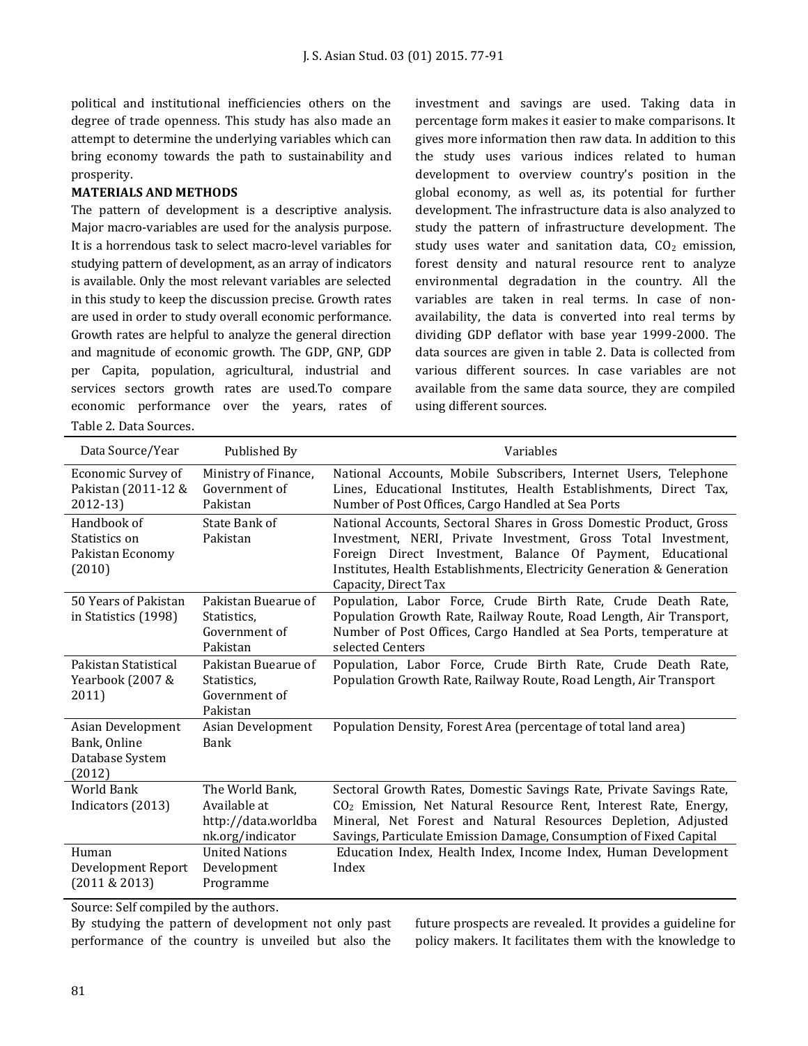political and institutional inefficiencies others on the degree of trade openness. This study has also made an attempt to determine the underlying variables which can bring economy towards the path to sustainability and prosperity.

**MATERIALS AND METHODS**

The pattern of development is a descriptive analysis. Major macro-variables are used for the analysis purpose. It is a horrendous task to select macro-level variables for studying pattern of development, as an array of indicators is available. Only the most relevant variables are selected in this study to keep the discussion precise. Growth rates are used in order to study overall economic performance. Growth rates are helpful to analyze the general direction and magnitude of economic growth. The GDP, GNP, GDP per Capita, population, agricultural, industrial and services sectors growth rates are used.To compare economic performance over the years, rates of investment and savings are used. Taking data in percentage form makes it easier to make comparisons. It gives more information then raw data. In addition to this the study uses various indices related to human development to overview country's position in the global economy, as well as, its potential for further development. The infrastructure data is also analyzed to study the pattern of infrastructure development. The study uses water and sanitation data, $CO_2$ emission, forest density and natural resource rent to analyze environmental degradation in the country. All the variables are taken in real terms. In case of non-availability, the data is converted into real terms by dividing GDP deflator with base year 1999-2000. The data sources are given in table 2. Data is collected from various different sources. In case variables are not available from the same data source, they are compiled using different sources.

Table 2. Data Sources.

| Data Source/Year | Published By | Variables |
|---|---|---|
| Economic Survey of Pakistan (2011-12 & 2012-13) | Ministry of Finance, Government of Pakistan | National Accounts, Mobile Subscribers, Internet Users, Telephone Lines, Educational Institutes, Health Establishments, Direct Tax, Number of Post Offices, Cargo Handled at Sea Ports |
| Handbook of Statistics on Pakistan Economy (2010) | State Bank of Pakistan | National Accounts, Sectoral Shares in Gross Domestic Product, Gross Investment, NERI, Private Investment, Gross Total Investment, Foreign Direct Investment, Balance Of Payment, Educational Institutes, Health Establishments, Electricity Generation & Generation Capacity, Direct Tax |
| 50 Years of Pakistan in Statistics (1998) | Pakistan Buearue of Statistics, Government of Pakistan | Population, Labor Force, Crude Birth Rate, Crude Death Rate, Population Growth Rate, Railway Route, Road Length, Air Transport, Number of Post Offices, Cargo Handled at Sea Ports, temperature at selected Centers |
| Pakistan Statistical Yearbook (2007 & 2011) | Pakistan Buearue of Statistics, Government of Pakistan | Population, Labor Force, Crude Birth Rate, Crude Death Rate, Population Growth Rate, Railway Route, Road Length, Air Transport |
| Asian Development Bank, Online Database System (2012) | Asian Development Bank | Population Density, Forest Area (percentage of total land area) |
| World Bank Indicators (2013) | The World Bank, Available at http://data.worldbank.org/indicator | Sectoral Growth Rates, Domestic Savings Rate, Private Savings Rate, $CO_2$ Emission, Net Natural Resource Rent, Interest Rate, Energy, Mineral, Net Forest and Natural Resources Depletion, Adjusted Savings, Particulate Emission Damage, Consumption of Fixed Capital |
| Human Development Report (2011 & 2013) | United Nations Development Programme | Education Index, Health Index, Income Index, Human Development Index |

Source: Self compiled by the authors.

By studying the pattern of development not only past performance of the country is unveiled but also the future prospects are revealed. It provides a guideline for policy makers. It facilitates them with the knowledge to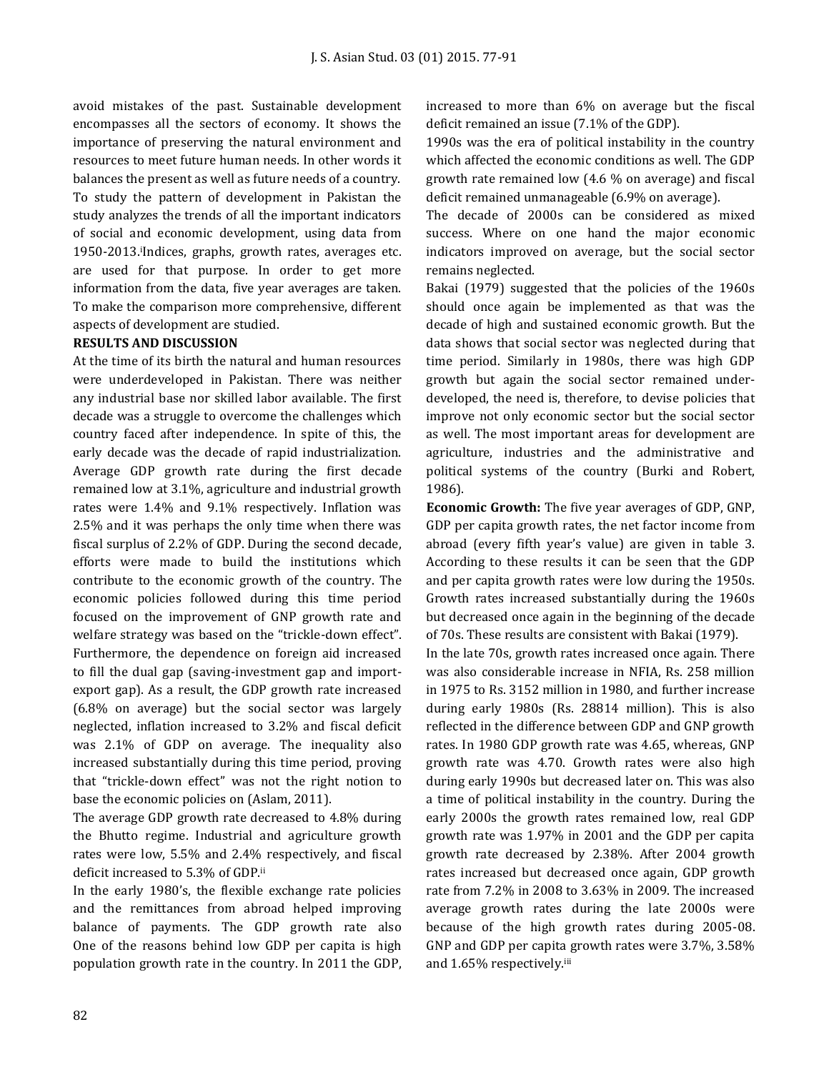avoid mistakes of the past. Sustainable development encompasses all the sectors of economy. It shows the importance of preserving the natural environment and resources to meet future human needs. In other words it balances the present as well as future needs of a country. To study the pattern of development in Pakistan the study analyzes the trends of all the important indicators of social and economic development, using data from 1950-2013.[i] Indices, graphs, growth rates, averages etc. are used for that purpose. In order to get more information from the data, five year averages are taken. To make the comparison more comprehensive, different aspects of development are studied.

**RESULTS AND DISCUSSION**

At the time of its birth the natural and human resources were underdeveloped in Pakistan. There was neither any industrial base nor skilled labor available. The first decade was a struggle to overcome the challenges which country faced after independence. In spite of this, the early decade was the decade of rapid industrialization. Average GDP growth rate during the first decade remained low at 3.1%, agriculture and industrial growth rates were 1.4% and 9.1% respectively. Inflation was 2.5% and it was perhaps the only time when there was fiscal surplus of 2.2% of GDP. During the second decade, efforts were made to build the institutions which contribute to the economic growth of the country. The economic policies followed during this time period focused on the improvement of GNP growth rate and welfare strategy was based on the "trickle-down effect". Furthermore, the dependence on foreign aid increased to fill the dual gap (saving-investment gap and import-export gap). As a result, the GDP growth rate increased (6.8% on average) but the social sector was largely neglected, inflation increased to 3.2% and fiscal deficit was 2.1% of GDP on average. The inequality also increased substantially during this time period, proving that "trickle-down effect" was not the right notion to base the economic policies on (Aslam, 2011).

The average GDP growth rate decreased to 4.8% during the Bhutto regime. Industrial and agriculture growth rates were low, 5.5% and 2.4% respectively, and fiscal deficit increased to 5.3% of GDP.[ii]

In the early 1980's, the flexible exchange rate policies and the remittances from abroad helped improving balance of payments. The GDP growth rate also One of the reasons behind low GDP per capita is high population growth rate in the country. In 2011 the GDP, increased to more than 6% on average but the fiscal deficit remained an issue (7.1% of the GDP).

1990s was the era of political instability in the country which affected the economic conditions as well. The GDP growth rate remained low (4.6 % on average) and fiscal deficit remained unmanageable (6.9% on average).

The decade of 2000s can be considered as mixed success. Where on one hand the major economic indicators improved on average, but the social sector remains neglected.

Bakai (1979) suggested that the policies of the 1960s should once again be implemented as that was the decade of high and sustained economic growth. But the data shows that social sector was neglected during that time period. Similarly in 1980s, there was high GDP growth but again the social sector remained under-developed, the need is, therefore, to devise policies that improve not only economic sector but the social sector as well. The most important areas for development are agriculture, industries and the administrative and political systems of the country (Burki and Robert, 1986).

**Economic Growth:** The five year averages of GDP, GNP, GDP per capita growth rates, the net factor income from abroad (every fifth year's value) are given in table 3. According to these results it can be seen that the GDP and per capita growth rates were low during the 1950s. Growth rates increased substantially during the 1960s but decreased once again in the beginning of the decade of 70s. These results are consistent with Bakai (1979).

In the late 70s, growth rates increased once again. There was also considerable increase in NFIA, Rs. 258 million in 1975 to Rs. 3152 million in 1980, and further increase during early 1980s (Rs. 28814 million). This is also reflected in the difference between GDP and GNP growth rates. In 1980 GDP growth rate was 4.65, whereas, GNP growth rate was 4.70. Growth rates were also high during early 1990s but decreased later on. This was also a time of political instability in the country. During the early 2000s the growth rates remained low, real GDP growth rate was 1.97% in 2001 and the GDP per capita growth rate decreased by 2.38%. After 2004 growth rates increased but decreased once again, GDP growth rate from 7.2% in 2008 to 3.63% in 2009. The increased average growth rates during the late 2000s were because of the high growth rates during 2005-08. GNP and GDP per capita growth rates were 3.7%, 3.58% and 1.65% respectively.[iii]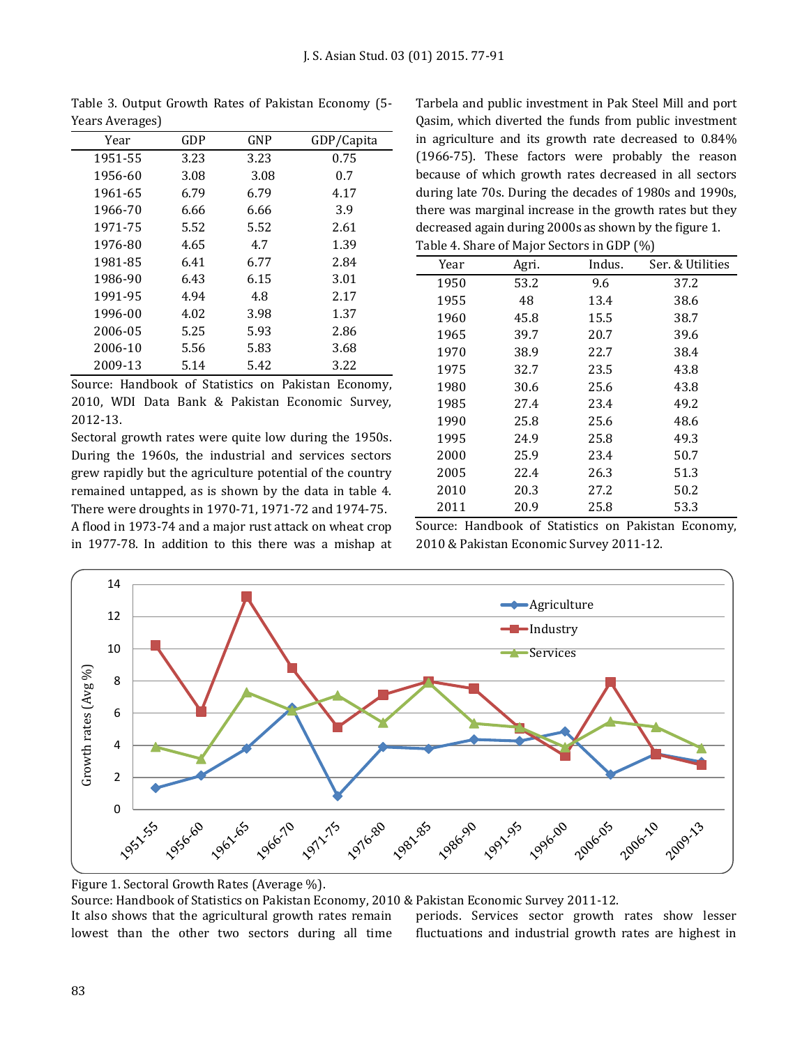Table 3. Output Growth Rates of Pakistan Economy (5-Years Averages)

| Year | GDP | GNP | GDP/Capita |
|---|---|---|---|
| 1951-55 | 3.23 | 3.23 | 0.75 |
| 1956-60 | 3.08 | 3.08 | 0.7 |
| 1961-65 | 6.79 | 6.79 | 4.17 |
| 1966-70 | 6.66 | 6.66 | 3.9 |
| 1971-75 | 5.52 | 5.52 | 2.61 |
| 1976-80 | 4.65 | 4.7 | 1.39 |
| 1981-85 | 6.41 | 6.77 | 2.84 |
| 1986-90 | 6.43 | 6.15 | 3.01 |
| 1991-95 | 4.94 | 4.8 | 2.17 |
| 1996-00 | 4.02 | 3.98 | 1.37 |
| 2006-05 | 5.25 | 5.93 | 2.86 |
| 2006-10 | 5.56 | 5.83 | 3.68 |
| 2009-13 | 5.14 | 5.42 | 3.22 |

Source: Handbook of Statistics on Pakistan Economy, 2010, WDI Data Bank & Pakistan Economic Survey, 2012-13.

Sectoral growth rates were quite low during the 1950s. During the 1960s, the industrial and services sectors grew rapidly but the agriculture potential of the country remained untapped, as is shown by the data in table 4. There were droughts in 1970-71, 1971-72 and 1974-75. A flood in 1973-74 and a major rust attack on wheat crop in 1977-78. In addition to this there was a mishap at Tarbela and public investment in Pak Steel Mill and port Qasim, which diverted the funds from public investment in agriculture and its growth rate decreased to 0.84% (1966-75). These factors were probably the reason because of which growth rates decreased in all sectors during late 70s. During the decades of 1980s and 1990s, there was marginal increase in the growth rates but they decreased again during 2000s as shown by the figure 1.

Table 4. Share of Major Sectors in GDP (%)

| Year | Agri. | Indus. | Ser. & Utilities |
|---|---|---|---|
| 1950 | 53.2 | 9.6 | 37.2 |
| 1955 | 48 | 13.4 | 38.6 |
| 1960 | 45.8 | 15.5 | 38.7 |
| 1965 | 39.7 | 20.7 | 39.6 |
| 1970 | 38.9 | 22.7 | 38.4 |
| 1975 | 32.7 | 23.5 | 43.8 |
| 1980 | 30.6 | 25.6 | 43.8 |
| 1985 | 27.4 | 23.4 | 49.2 |
| 1990 | 25.8 | 25.6 | 48.6 |
| 1995 | 24.9 | 25.8 | 49.3 |
| 2000 | 25.9 | 23.4 | 50.7 |
| 2005 | 22.4 | 26.3 | 51.3 |
| 2010 | 20.3 | 27.2 | 50.2 |
| 2011 | 20.9 | 25.8 | 53.3 |

Source: Handbook of Statistics on Pakistan Economy, 2010 & Pakistan Economic Survey 2011-12.

Figure 1. Sectoral Growth Rates (Average %).

Source: Handbook of Statistics on Pakistan Economy, 2010 & Pakistan Economic Survey 2011-12.

It also shows that the agricultural growth rates remain lowest than the other two sectors during all time periods. Services sector growth rates show lesser fluctuations and industrial growth rates are highest in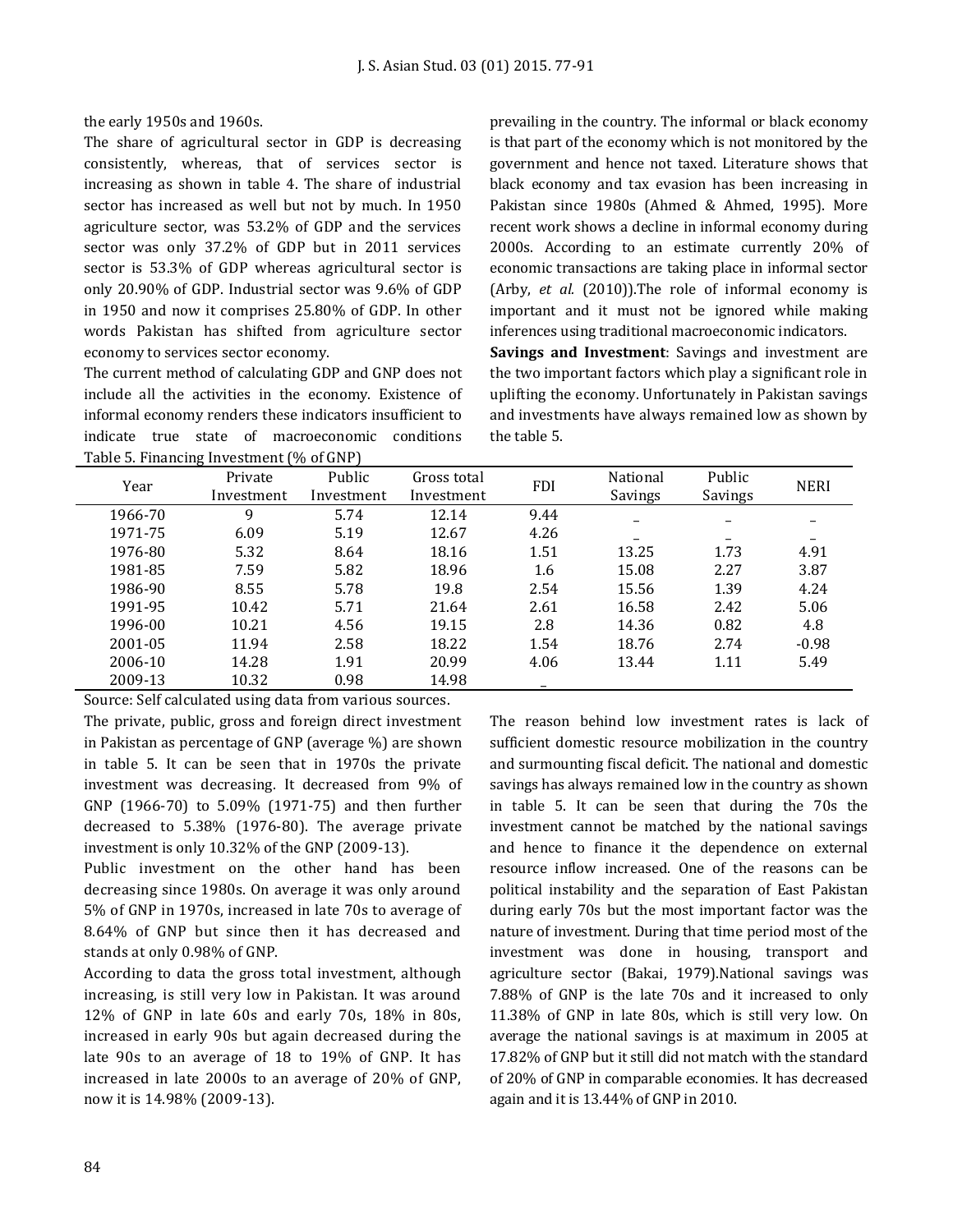the early 1950s and 1960s.

The share of agricultural sector in GDP is decreasing consistently, whereas, that of services sector is increasing as shown in table 4. The share of industrial sector has increased as well but not by much. In 1950 agriculture sector, was 53.2% of GDP and the services sector was only 37.2% of GDP but in 2011 services sector is 53.3% of GDP whereas agricultural sector is only 20.90% of GDP. Industrial sector was 9.6% of GDP in 1950 and now it comprises 25.80% of GDP. In other words Pakistan has shifted from agriculture sector economy to services sector economy.

The current method of calculating GDP and GNP does not include all the activities in the economy. Existence of informal economy renders these indicators insufficient to indicate true state of macroeconomic conditions prevailing in the country. The informal or black economy is that part of the economy which is not monitored by the government and hence not taxed. Literature shows that black economy and tax evasion has been increasing in Pakistan since 1980s (Ahmed & Ahmed, 1995). More recent work shows a decline in informal economy during 2000s. According to an estimate currently 20% of economic transactions are taking place in informal sector (Arby, *et al.* (2010)).The role of informal economy is important and it must not be ignored while making inferences using traditional macroeconomic indicators.

**Savings and Investment**: Savings and investment are the two important factors which play a significant role in uplifting the economy. Unfortunately in Pakistan savings and investments have always remained low as shown by the table 5.

Table 5. Financing Investment (% of GNP)

| Year | Private Investment | Public Investment | Gross total Investment | FDI | National Savings | Public Savings | NERI |
|---|---|---|---|---|---|---|---|
| 1966-70 | 9 | 5.74 | 12.14 | 9.44 | _ | _ | _ |
| 1971-75 | 6.09 | 5.19 | 12.67 | 4.26 | _ | _ | _ |
| 1976-80 | 5.32 | 8.64 | 18.16 | 1.51 | 13.25 | 1.73 | 4.91 |
| 1981-85 | 7.59 | 5.82 | 18.96 | 1.6 | 15.08 | 2.27 | 3.87 |
| 1986-90 | 8.55 | 5.78 | 19.8 | 2.54 | 15.56 | 1.39 | 4.24 |
| 1991-95 | 10.42 | 5.71 | 21.64 | 2.61 | 16.58 | 2.42 | 5.06 |
| 1996-00 | 10.21 | 4.56 | 19.15 | 2.8 | 14.36 | 0.82 | 4.8 |
| 2001-05 | 11.94 | 2.58 | 18.22 | 1.54 | 18.76 | 2.74 | -0.98 |
| 2006-10 | 14.28 | 1.91 | 20.99 | 4.06 | 13.44 | 1.11 | 5.49 |
| 2009-13 | 10.32 | 0.98 | 14.98 | _ | | | |

Source: Self calculated using data from various sources.

The private, public, gross and foreign direct investment in Pakistan as percentage of GNP (average %) are shown in table 5. It can be seen that in 1970s the private investment was decreasing. It decreased from 9% of GNP (1966-70) to 5.09% (1971-75) and then further decreased to 5.38% (1976-80). The average private investment is only 10.32% of the GNP (2009-13).

Public investment on the other hand has been decreasing since 1980s. On average it was only around 5% of GNP in 1970s, increased in late 70s to average of 8.64% of GNP but since then it has decreased and stands at only 0.98% of GNP.

According to data the gross total investment, although increasing, is still very low in Pakistan. It was around 12% of GNP in late 60s and early 70s, 18% in 80s, increased in early 90s but again decreased during the late 90s to an average of 18 to 19% of GNP. It has increased in late 2000s to an average of 20% of GNP, now it is 14.98% (2009-13).

The reason behind low investment rates is lack of sufficient domestic resource mobilization in the country and surmounting fiscal deficit. The national and domestic savings has always remained low in the country as shown in table 5. It can be seen that during the 70s the investment cannot be matched by the national savings and hence to finance it the dependence on external resource inflow increased. One of the reasons can be political instability and the separation of East Pakistan during early 70s but the most important factor was the nature of investment. During that time period most of the investment was done in housing, transport and agriculture sector (Bakai, 1979).National savings was 7.88% of GNP is the late 70s and it increased to only 11.38% of GNP in late 80s, which is still very low. On average the national savings is at maximum in 2005 at 17.82% of GNP but it still did not match with the standard of 20% of GNP in comparable economies. It has decreased again and it is 13.44% of GNP in 2010.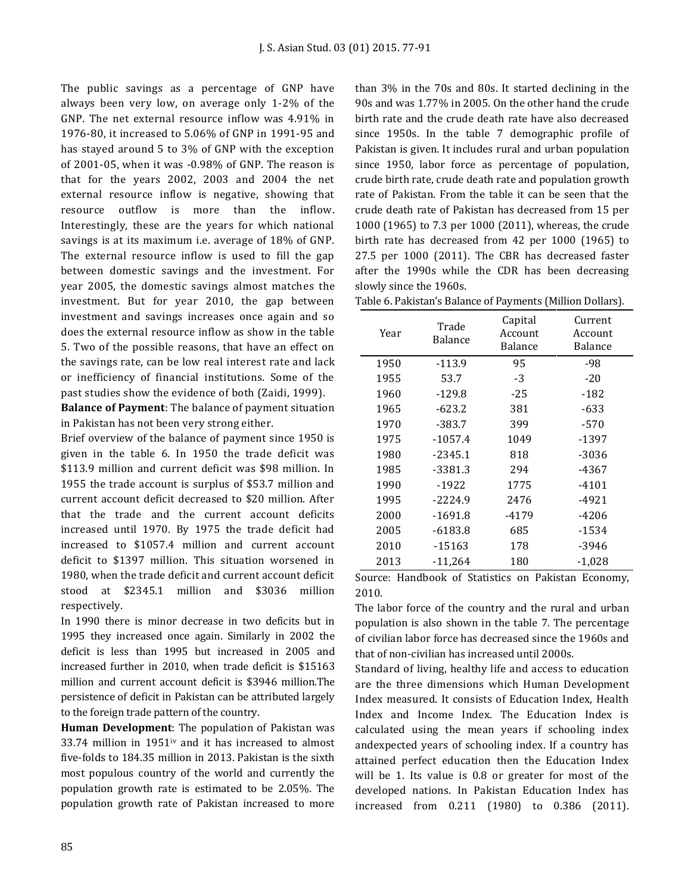The public savings as a percentage of GNP have always been very low, on average only 1-2% of the GNP. The net external resource inflow was 4.91% in 1976-80, it increased to 5.06% of GNP in 1991-95 and has stayed around 5 to 3% of GNP with the exception of 2001-05, when it was -0.98% of GNP. The reason is that for the years 2002, 2003 and 2004 the net external resource inflow is negative, showing that resource outflow is more than the inflow. Interestingly, these are the years for which national savings is at its maximum i.e. average of 18% of GNP. The external resource inflow is used to fill the gap between domestic savings and the investment. For year 2005, the domestic savings almost matches the investment. But for year 2010, the gap between investment and savings increases once again and so does the external resource inflow as show in the table 5. Two of the possible reasons, that have an effect on the savings rate, can be low real interest rate and lack or inefficiency of financial institutions. Some of the past studies show the evidence of both (Zaidi, 1999).

**Balance of Payment**: The balance of payment situation in Pakistan has not been very strong either.

Brief overview of the balance of payment since 1950 is given in the table 6. In 1950 the trade deficit was \$113.9 million and current deficit was \$98 million. In 1955 the trade account is surplus of \$53.7 million and current account deficit decreased to \$20 million. After that the trade and the current account deficits increased until 1970. By 1975 the trade deficit had increased to \$1057.4 million and current account deficit to \$1397 million. This situation worsened in 1980, when the trade deficit and current account deficit stood at \$2345.1 million and \$3036 million respectively.

In 1990 there is minor decrease in two deficits but in 1995 they increased once again. Similarly in 2002 the deficit is less than 1995 but increased in 2005 and increased further in 2010, when trade deficit is \$15163 million and current account deficit is \$3946 million.The persistence of deficit in Pakistan can be attributed largely to the foreign trade pattern of the country.

**Human Development**: The population of Pakistan was 33.74 million in 1951[iv] and it has increased to almost five-folds to 184.35 million in 2013. Pakistan is the sixth most populous country of the world and currently the population growth rate is estimated to be 2.05%. The population growth rate of Pakistan increased to more than 3% in the 70s and 80s. It started declining in the 90s and was 1.77% in 2005. On the other hand the crude birth rate and the crude death rate have also decreased since 1950s. In the table 7 demographic profile of Pakistan is given. It includes rural and urban population since 1950, labor force as percentage of population, crude birth rate, crude death rate and population growth rate of Pakistan. From the table it can be seen that the crude death rate of Pakistan has decreased from 15 per 1000 (1965) to 7.3 per 1000 (2011), whereas, the crude birth rate has decreased from 42 per 1000 (1965) to 27.5 per 1000 (2011). The CBR has decreased faster after the 1990s while the CDR has been decreasing slowly since the 1960s.

Table 6. Pakistan's Balance of Payments (Million Dollars).

| Year | Trade Balance | Capital Account Balance | Current Account Balance |
|---|---|---|---|
| 1950 | -113.9 | 95 | -98 |
| 1955 | 53.7 | -3 | -20 |
| 1960 | -129.8 | -25 | -182 |
| 1965 | -623.2 | 381 | -633 |
| 1970 | -383.7 | 399 | -570 |
| 1975 | -1057.4 | 1049 | -1397 |
| 1980 | -2345.1 | 818 | -3036 |
| 1985 | -3381.3 | 294 | -4367 |
| 1990 | -1922 | 1775 | -4101 |
| 1995 | -2224.9 | 2476 | -4921 |
| 2000 | -1691.8 | -4179 | -4206 |
| 2005 | -6183.8 | 685 | -1534 |
| 2010 | -15163 | 178 | -3946 |
| 2013 | -11,264 | 180 | -1,028 |

Source: Handbook of Statistics on Pakistan Economy, 2010.

The labor force of the country and the rural and urban population is also shown in the table 7. The percentage of civilian labor force has decreased since the 1960s and that of non-civilian has increased until 2000s.

Standard of living, healthy life and access to education are the three dimensions which Human Development Index measured. It consists of Education Index, Health Index and Income Index. The Education Index is calculated using the mean years if schooling index andexpected years of schooling index. If a country has attained perfect education then the Education Index will be 1. Its value is 0.8 or greater for most of the developed nations. In Pakistan Education Index has increased from 0.211 (1980) to 0.386 (2011).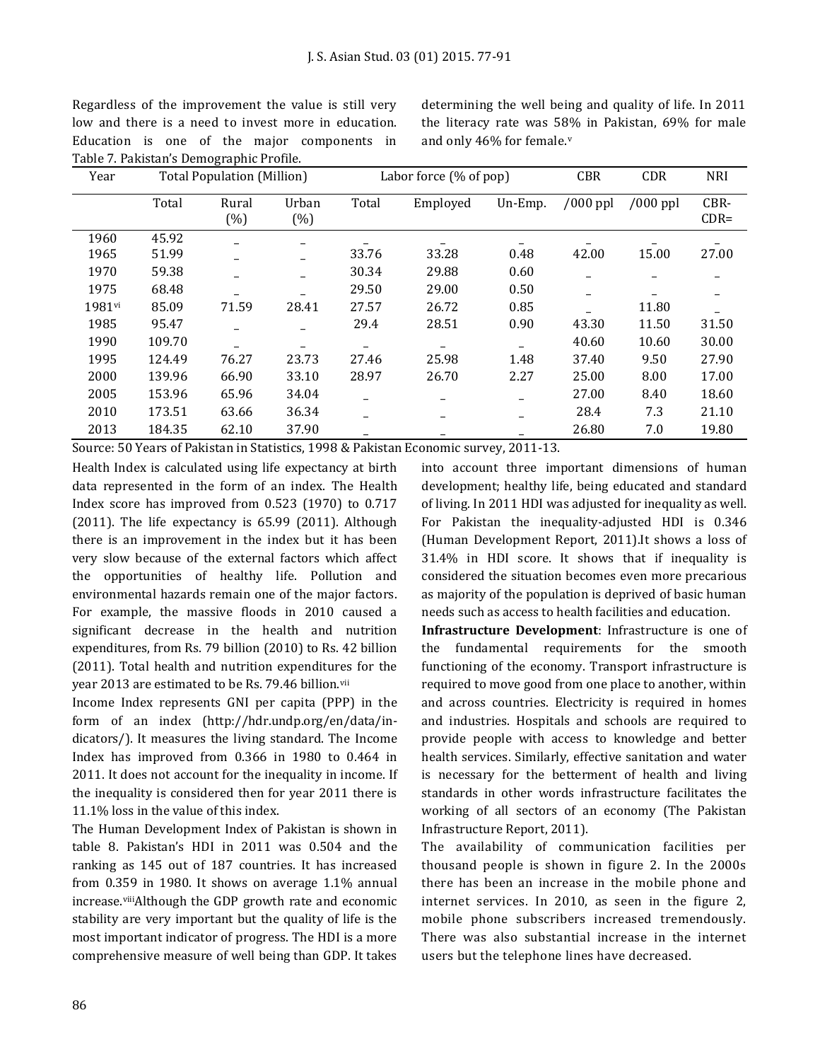Regardless of the improvement the value is still very low and there is a need to invest more in education. Education is one of the major components in determining the well being and quality of life. In 2011 the literacy rate was 58% in Pakistan, 69% for male and only 46% for female.[v]

Table 7. Pakistan's Demographic Profile.

| Year | Total Population (Million) | | | Labor force (% of pop) | | | CBR | CDR | NRI |
|---|---|---|---|---|---|---|---|---|---|
| | Total | Rural (%) | Urban (%) | Total | Employed | Un-Emp. | /000 ppl | /000 ppl | CBR-CDR= |
| 1960 | 45.92 | _ | _ | _ | _ | _ | _ | _ | _ |
| 1965 | 51.99 | _ | _ | 33.76 | 33.28 | 0.48 | 42.00 | 15.00 | 27.00 |
| 1970 | 59.38 | _ | _ | 30.34 | 29.88 | 0.60 | _ | _ | _ |
| 1975 | 68.48 | _ | _ | 29.50 | 29.00 | 0.50 | _ | _ | _ |
| 1981[vi] | 85.09 | 71.59 | 28.41 | 27.57 | 26.72 | 0.85 | _ | 11.80 | _ |
| 1985 | 95.47 | _ | _ | 29.4 | 28.51 | 0.90 | 43.30 | 11.50 | 31.50 |
| 1990 | 109.70 | _ | _ | _ | _ | _ | 40.60 | 10.60 | 30.00 |
| 1995 | 124.49 | 76.27 | 23.73 | 27.46 | 25.98 | 1.48 | 37.40 | 9.50 | 27.90 |
| 2000 | 139.96 | 66.90 | 33.10 | 28.97 | 26.70 | 2.27 | 25.00 | 8.00 | 17.00 |
| 2005 | 153.96 | 65.96 | 34.04 | _ | _ | _ | 27.00 | 8.40 | 18.60 |
| 2010 | 173.51 | 63.66 | 36.34 | _ | _ | _ | 28.4 | 7.3 | 21.10 |
| 2013 | 184.35 | 62.10 | 37.90 | _ | _ | _ | 26.80 | 7.0 | 19.80 |

Source: 50 Years of Pakistan in Statistics, 1998 & Pakistan Economic survey, 2011-13.

Health Index is calculated using life expectancy at birth data represented in the form of an index. The Health Index score has improved from 0.523 (1970) to 0.717 (2011). The life expectancy is 65.99 (2011). Although there is an improvement in the index but it has been very slow because of the external factors which affect the opportunities of healthy life. Pollution and environmental hazards remain one of the major factors. For example, the massive floods in 2010 caused a significant decrease in the health and nutrition expenditures, from Rs. 79 billion (2010) to Rs. 42 billion (2011). Total health and nutrition expenditures for the year 2013 are estimated to be Rs. 79.46 billion.[vii]

Income Index represents GNI per capita (PPP) in the form of an index (http://hdr.undp.org/en/data/in-dicators/). It measures the living standard. The Income Index has improved from 0.366 in 1980 to 0.464 in 2011. It does not account for the inequality in income. If the inequality is considered then for year 2011 there is 11.1% loss in the value of this index.

The Human Development Index of Pakistan is shown in table 8. Pakistan's HDI in 2011 was 0.504 and the ranking as 145 out of 187 countries. It has increased from 0.359 in 1980. It shows on average 1.1% annual increase.[viii]Although the GDP growth rate and economic stability are very important but the quality of life is the most important indicator of progress. The HDI is a more comprehensive measure of well being than GDP. It takes into account three important dimensions of human development; healthy life, being educated and standard of living. In 2011 HDI was adjusted for inequality as well. For Pakistan the inequality-adjusted HDI is 0.346 (Human Development Report, 2011).It shows a loss of 31.4% in HDI score. It shows that if inequality is considered the situation becomes even more precarious as majority of the population is deprived of basic human needs such as access to health facilities and education.

**Infrastructure Development**: Infrastructure is one of the fundamental requirements for the smooth functioning of the economy. Transport infrastructure is required to move good from one place to another, within and across countries. Electricity is required in homes and industries. Hospitals and schools are required to provide people with access to knowledge and better health services. Similarly, effective sanitation and water is necessary for the betterment of health and living standards in other words infrastructure facilitates the working of all sectors of an economy (The Pakistan Infrastructure Report, 2011).

The availability of communication facilities per thousand people is shown in figure 2. In the 2000s there has been an increase in the mobile phone and internet services. In 2010, as seen in the figure 2, mobile phone subscribers increased tremendously. There was also substantial increase in the internet users but the telephone lines have decreased.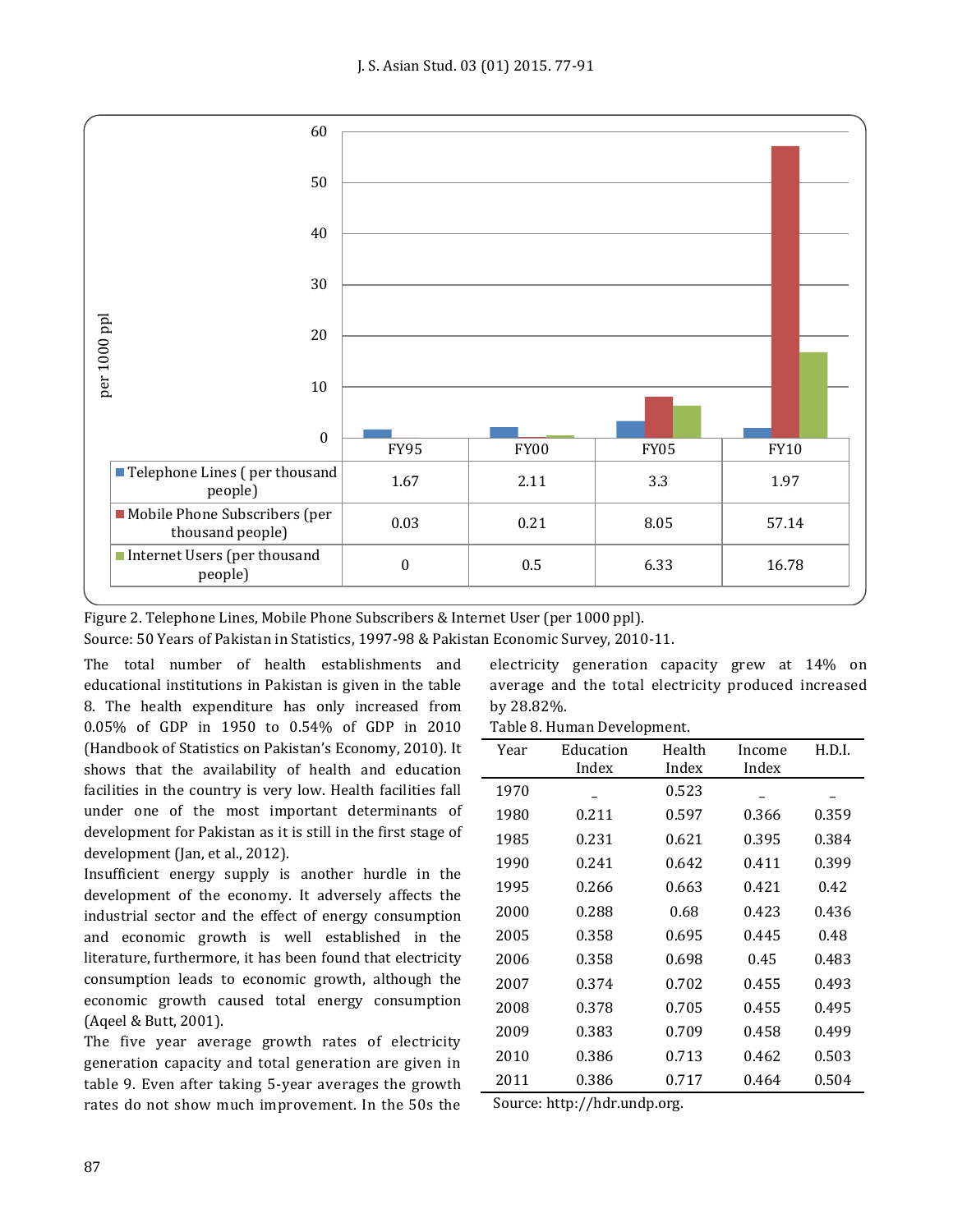| | FY95 | FY00 | FY05 | FY10 |
|---|---|---|---|---|
| Telephone Lines ( per thousand people) | 1.67 | 2.11 | 3.3 | 1.97 |
| Mobile Phone Subscribers (per thousand people) | 0.03 | 0.21 | 8.05 | 57.14 |
| Internet Users (per thousand people) | 0 | 0.5 | 6.33 | 16.78 |

Figure 2. Telephone Lines, Mobile Phone Subscribers & Internet User (per 1000 ppl).
Source: 50 Years of Pakistan in Statistics, 1997-98 & Pakistan Economic Survey, 2010-11.

The total number of health establishments and educational institutions in Pakistan is given in the table 8. The health expenditure has only increased from 0.05% of GDP in 1950 to 0.54% of GDP in 2010 (Handbook of Statistics on Pakistan's Economy, 2010). It shows that the availability of health and education facilities in the country is very low. Health facilities fall under one of the most important determinants of development for Pakistan as it is still in the first stage of development (Jan, et al., 2012).

Insufficient energy supply is another hurdle in the development of the economy. It adversely affects the industrial sector and the effect of energy consumption and economic growth is well established in the literature, furthermore, it has been found that electricity consumption leads to economic growth, although the economic growth caused total energy consumption (Aqeel & Butt, 2001).

The five year average growth rates of electricity generation capacity and total generation are given in table 9. Even after taking 5-year averages the growth rates do not show much improvement. In the 50s the electricity generation capacity grew at 14% on average and the total electricity produced increased by 28.82%.

Table 8. Human Development.

| Year | Education Index | Health Index | Income Index | H.D.I. |
|---|---|---|---|---|
| 1970 | _ | 0.523 | _ | _ |
| 1980 | 0.211 | 0.597 | 0.366 | 0.359 |
| 1985 | 0.231 | 0.621 | 0.395 | 0.384 |
| 1990 | 0.241 | 0.642 | 0.411 | 0.399 |
| 1995 | 0.266 | 0.663 | 0.421 | 0.42 |
| 2000 | 0.288 | 0.68 | 0.423 | 0.436 |
| 2005 | 0.358 | 0.695 | 0.445 | 0.48 |
| 2006 | 0.358 | 0.698 | 0.45 | 0.483 |
| 2007 | 0.374 | 0.702 | 0.455 | 0.493 |
| 2008 | 0.378 | 0.705 | 0.455 | 0.495 |
| 2009 | 0.383 | 0.709 | 0.458 | 0.499 |
| 2010 | 0.386 | 0.713 | 0.462 | 0.503 |
| 2011 | 0.386 | 0.717 | 0.464 | 0.504 |

Source: http://hdr.undp.org.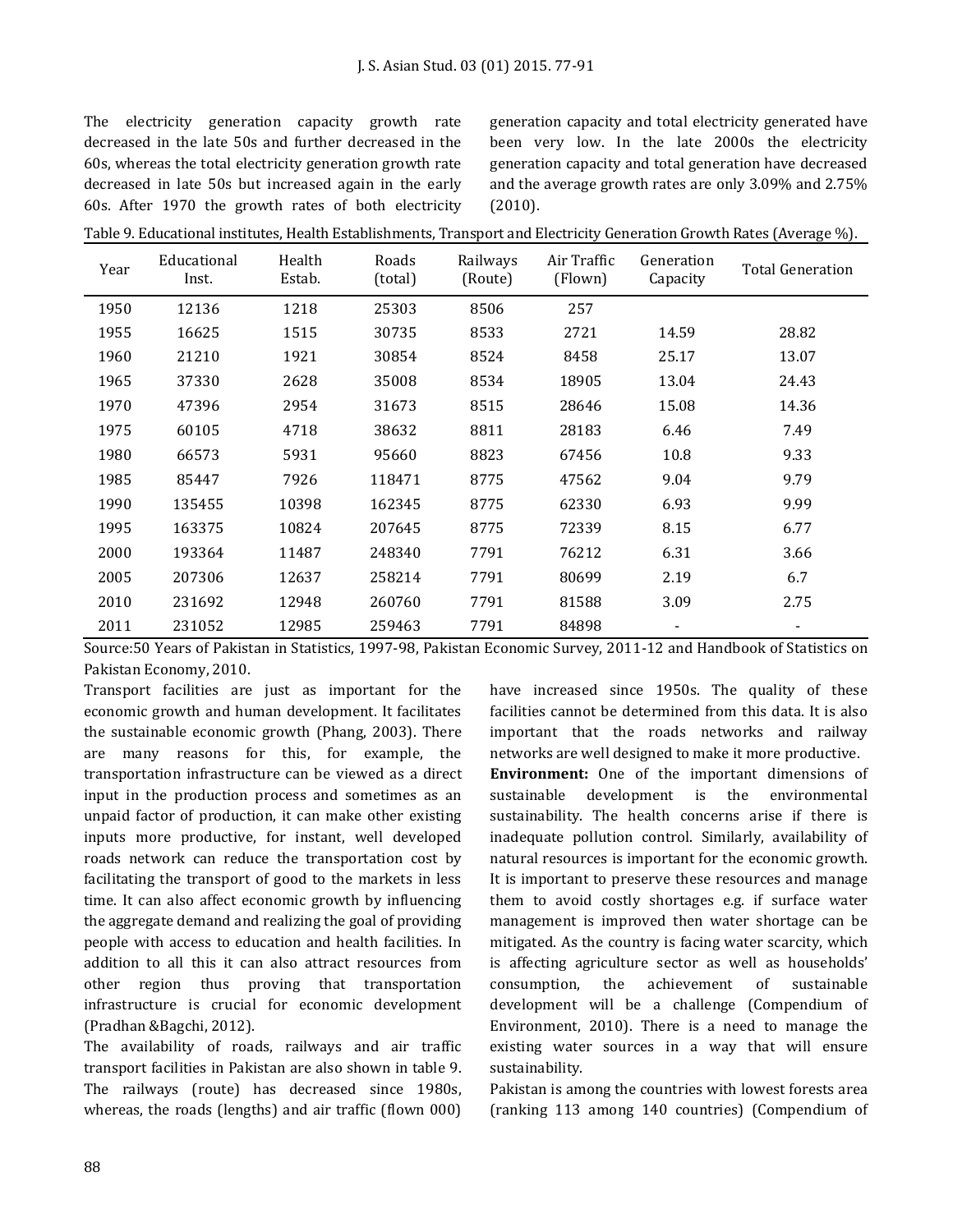The electricity generation capacity growth rate decreased in the late 50s and further decreased in the 60s, whereas the total electricity generation growth rate decreased in late 50s but increased again in the early 60s. After 1970 the growth rates of both electricity generation capacity and total electricity generated have been very low. In the late 2000s the electricity generation capacity and total generation have decreased and the average growth rates are only 3.09% and 2.75% (2010).

Table 9. Educational institutes, Health Establishments, Transport and Electricity Generation Growth Rates (Average %).

| Year | Educational Inst. | Health Estab. | Roads (total) | Railways (Route) | Air Traffic (Flown) | Generation Capacity | Total Generation |
|---|---|---|---|---|---|---|---|
| 1950 | 12136 | 1218 | 25303 | 8506 | 257 | | |
| 1955 | 16625 | 1515 | 30735 | 8533 | 2721 | 14.59 | 28.82 |
| 1960 | 21210 | 1921 | 30854 | 8524 | 8458 | 25.17 | 13.07 |
| 1965 | 37330 | 2628 | 35008 | 8534 | 18905 | 13.04 | 24.43 |
| 1970 | 47396 | 2954 | 31673 | 8515 | 28646 | 15.08 | 14.36 |
| 1975 | 60105 | 4718 | 38632 | 8811 | 28183 | 6.46 | 7.49 |
| 1980 | 66573 | 5931 | 95660 | 8823 | 67456 | 10.8 | 9.33 |
| 1985 | 85447 | 7926 | 118471 | 8775 | 47562 | 9.04 | 9.79 |
| 1990 | 135455 | 10398 | 162345 | 8775 | 62330 | 6.93 | 9.99 |
| 1995 | 163375 | 10824 | 207645 | 8775 | 72339 | 8.15 | 6.77 |
| 2000 | 193364 | 11487 | 248340 | 7791 | 76212 | 6.31 | 3.66 |
| 2005 | 207306 | 12637 | 258214 | 7791 | 80699 | 2.19 | 6.7 |
| 2010 | 231692 | 12948 | 260760 | 7791 | 81588 | 3.09 | 2.75 |
| 2011 | 231052 | 12985 | 259463 | 7791 | 84898 | - | - |

Source:50 Years of Pakistan in Statistics, 1997-98, Pakistan Economic Survey, 2011-12 and Handbook of Statistics on Pakistan Economy, 2010.

Transport facilities are just as important for the economic growth and human development. It facilitates the sustainable economic growth (Phang, 2003). There are many reasons for this, for example, the transportation infrastructure can be viewed as a direct input in the production process and sometimes as an unpaid factor of production, it can make other existing inputs more productive, for instant, well developed roads network can reduce the transportation cost by facilitating the transport of good to the markets in less time. It can also affect economic growth by influencing the aggregate demand and realizing the goal of providing people with access to education and health facilities. In addition to all this it can also attract resources from other region thus proving that transportation infrastructure is crucial for economic development (Pradhan &Bagchi, 2012).

The availability of roads, railways and air traffic transport facilities in Pakistan are also shown in table 9. The railways (route) has decreased since 1980s, whereas, the roads (lengths) and air traffic (flown 000) have increased since 1950s. The quality of these facilities cannot be determined from this data. It is also important that the roads networks and railway networks are well designed to make it more productive.

**Environment:** One of the important dimensions of sustainable development is the environmental sustainability. The health concerns arise if there is inadequate pollution control. Similarly, availability of natural resources is important for the economic growth. It is important to preserve these resources and manage them to avoid costly shortages e.g. if surface water management is improved then water shortage can be mitigated. As the country is facing water scarcity, which is affecting agriculture sector as well as households' consumption, the achievement of sustainable development will be a challenge (Compendium of Environment, 2010). There is a need to manage the existing water sources in a way that will ensure sustainability.

Pakistan is among the countries with lowest forests area (ranking 113 among 140 countries) (Compendium of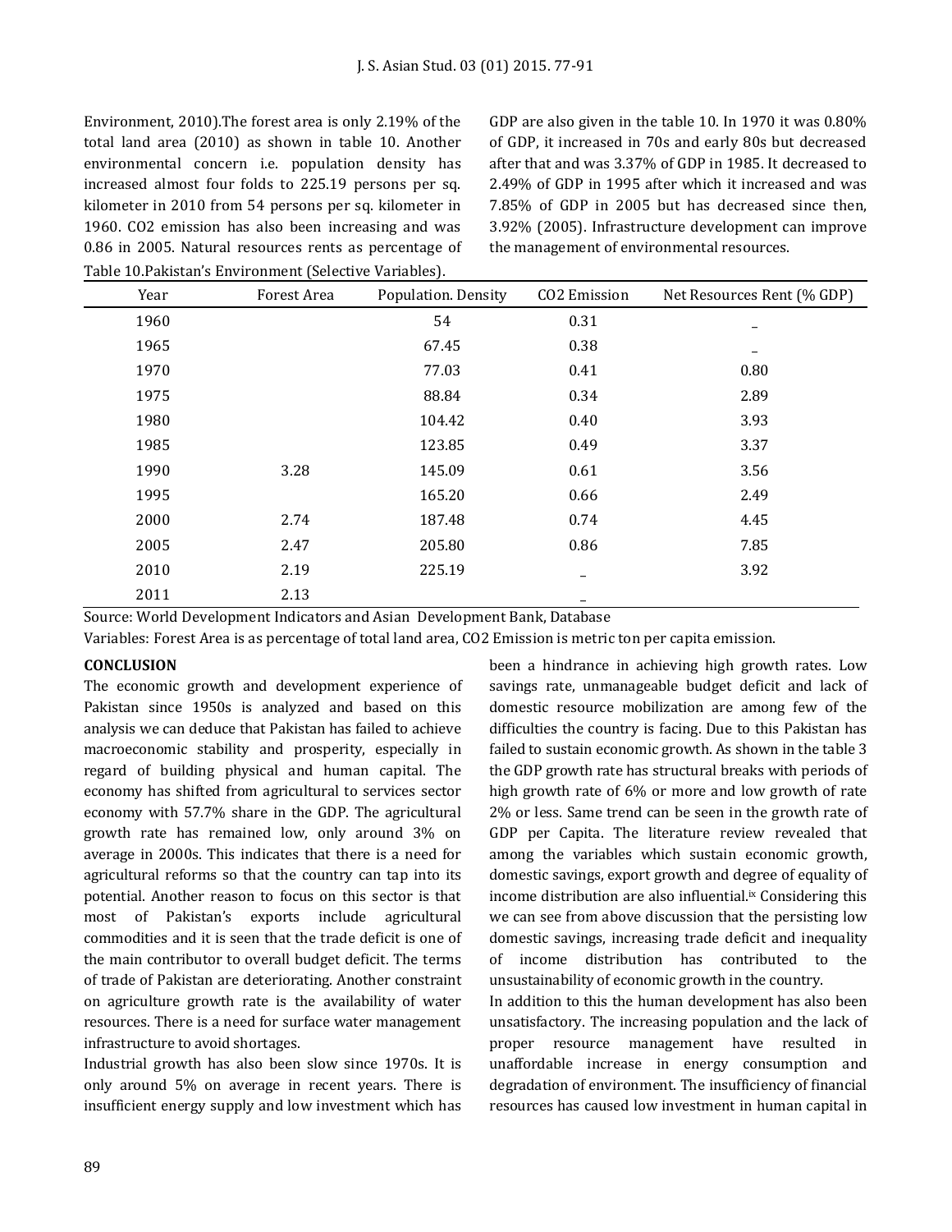Environment, 2010).The forest area is only 2.19% of the total land area (2010) as shown in table 10. Another environmental concern i.e. population density has increased almost four folds to 225.19 persons per sq. kilometer in 2010 from 54 persons per sq. kilometer in 1960. CO2 emission has also been increasing and was 0.86 in 2005. Natural resources rents as percentage of GDP are also given in the table 10. In 1970 it was 0.80% of GDP, it increased in 70s and early 80s but decreased after that and was 3.37% of GDP in 1985. It decreased to 2.49% of GDP in 1995 after which it increased and was 7.85% of GDP in 2005 but has decreased since then, 3.92% (2005). Infrastructure development can improve the management of environmental resources.

Table 10.Pakistan's Environment (Selective Variables).

| Year | Forest Area | Population. Density | CO2 Emission | Net Resources Rent (% GDP) |
|---|---|---|---|---|
| 1960 | | 54 | 0.31 | _ |
| 1965 | | 67.45 | 0.38 | _ |
| 1970 | | 77.03 | 0.41 | 0.80 |
| 1975 | | 88.84 | 0.34 | 2.89 |
| 1980 | | 104.42 | 0.40 | 3.93 |
| 1985 | | 123.85 | 0.49 | 3.37 |
| 1990 | 3.28 | 145.09 | 0.61 | 3.56 |
| 1995 | | 165.20 | 0.66 | 2.49 |
| 2000 | 2.74 | 187.48 | 0.74 | 4.45 |
| 2005 | 2.47 | 205.80 | 0.86 | 7.85 |
| 2010 | 2.19 | 225.19 | _ | 3.92 |
| 2011 | 2.13 | | _ | |

Source: World Development Indicators and Asian Development Bank, Database

Variables: Forest Area is as percentage of total land area, CO2 Emission is metric ton per capita emission.

## CONCLUSION

The economic growth and development experience of Pakistan since 1950s is analyzed and based on this analysis we can deduce that Pakistan has failed to achieve macroeconomic stability and prosperity, especially in regard of building physical and human capital. The economy has shifted from agricultural to services sector economy with 57.7% share in the GDP. The agricultural growth rate has remained low, only around 3% on average in 2000s. This indicates that there is a need for agricultural reforms so that the country can tap into its potential. Another reason to focus on this sector is that most of Pakistan's exports include agricultural commodities and it is seen that the trade deficit is one of the main contributor to overall budget deficit. The terms of trade of Pakistan are deteriorating. Another constraint on agriculture growth rate is the availability of water resources. There is a need for surface water management infrastructure to avoid shortages.

Industrial growth has also been slow since 1970s. It is only around 5% on average in recent years. There is insufficient energy supply and low investment which has been a hindrance in achieving high growth rates. Low savings rate, unmanageable budget deficit and lack of domestic resource mobilization are among few of the difficulties the country is facing. Due to this Pakistan has failed to sustain economic growth. As shown in the table 3 the GDP growth rate has structural breaks with periods of high growth rate of 6% or more and low growth of rate 2% or less. Same trend can be seen in the growth rate of GDP per Capita. The literature review revealed that among the variables which sustain economic growth, domestic savings, export growth and degree of equality of income distribution are also influential.[ix] Considering this we can see from above discussion that the persisting low domestic savings, increasing trade deficit and inequality of income distribution has contributed to the unsustainability of economic growth in the country.

In addition to this the human development has also been unsatisfactory. The increasing population and the lack of proper resource management have resulted in unaffordable increase in energy consumption and degradation of environment. The insufficiency of financial resources has caused low investment in human capital in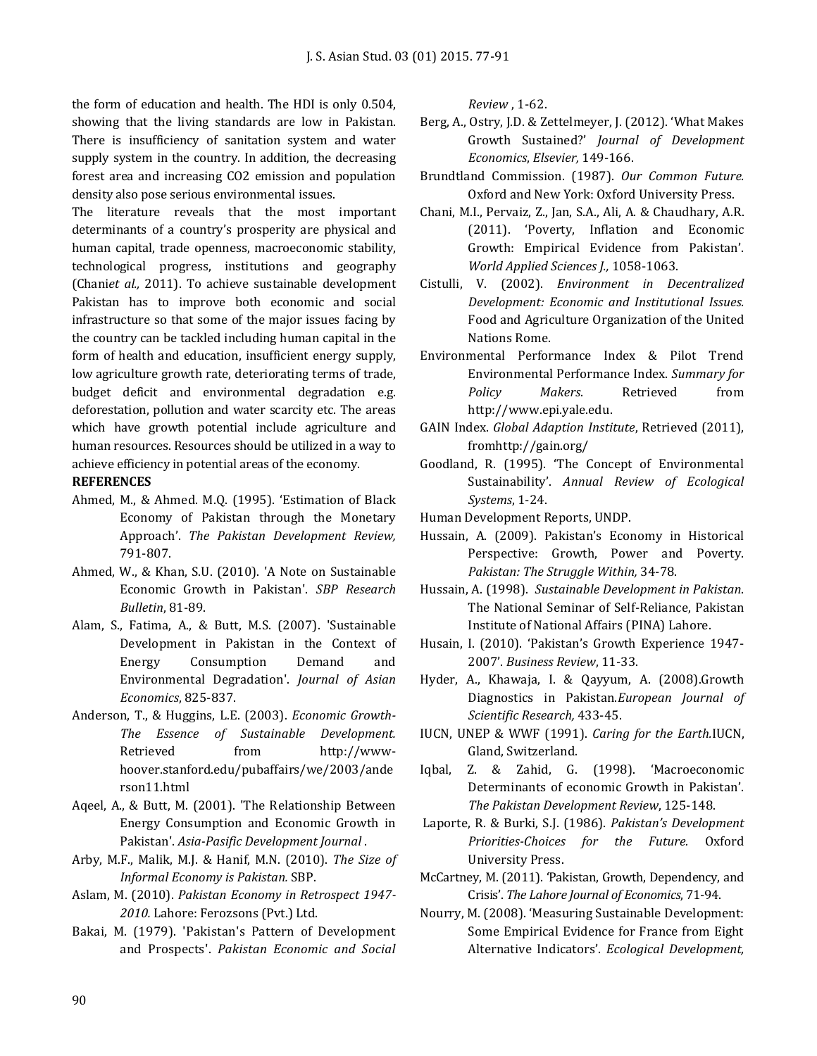the form of education and health. The HDI is only 0.504, showing that the living standards are low in Pakistan. There is insufficiency of sanitation system and water supply system in the country. In addition, the decreasing forest area and increasing $CO_2$ emission and population density also pose serious environmental issues.

The literature reveals that the most important determinants of a country's prosperity are physical and human capital, trade openness, macroeconomic stability, technological progress, institutions and geography (Chani*et al.,* 2011). To achieve sustainable development Pakistan has to improve both economic and social infrastructure so that some of the major issues facing by the country can be tackled including human capital in the form of health and education, insufficient energy supply, low agriculture growth rate, deteriorating terms of trade, budget deficit and environmental degradation e.g. deforestation, pollution and water scarcity etc. The areas which have growth potential include agriculture and human resources. Resources should be utilized in a way to achieve efficiency in potential areas of the economy.

**REFERENCES**

Ahmed, M., & Ahmed. M.Q. (1995). 'Estimation of Black Economy of Pakistan through the Monetary Approach'. *The Pakistan Development Review,* 791-807.

Ahmed, W., & Khan, S.U. (2010). 'A Note on Sustainable Economic Growth in Pakistan'. *SBP Research Bulletin*, 81-89.

Alam, S., Fatima, A., & Butt, M.S. (2007). 'Sustainable Development in Pakistan in the Context of Energy Consumption Demand and Environmental Degradation'. *Journal of Asian Economics*, 825-837.

Anderson, T., & Huggins, L.E. (2003). *Economic Growth-The Essence of Sustainable Development.* Retrieved from http://www-hoover.stanford.edu/pubaffairs/we/2003/anderson11.html

Aqeel, A., & Butt, M. (2001). 'The Relationship Between Energy Consumption and Economic Growth in Pakistan'. *Asia-Pasific Development Journal* .

Arby, M.F., Malik, M.J. & Hanif, M.N. (2010). *The Size of Informal Economy is Pakistan.* SBP.

Aslam, M. (2010). *Pakistan Economy in Retrospect 1947-2010.* Lahore: Ferozsons (Pvt.) Ltd.

Bakai, M. (1979). 'Pakistan's Pattern of Development and Prospects'. *Pakistan Economic and Social Review* , 1-62.

Berg, A., Ostry, J.D. & Zettelmeyer, J. (2012). 'What Makes Growth Sustained?' *Journal of Development Economics*, *Elsevier,* 149-166.

Brundtland Commission. (1987). *Our Common Future.* Oxford and New York: Oxford University Press.

Chani, M.I., Pervaiz, Z., Jan, S.A., Ali, A. & Chaudhary, A.R. (2011). 'Poverty, Inflation and Economic Growth: Empirical Evidence from Pakistan'. *World Applied Sciences J.,* 1058-1063.

Cistulli, V. (2002). *Environment in Decentralized Development: Economic and Institutional Issues.* Food and Agriculture Organization of the United Nations Rome.

Environmental Performance Index & Pilot Trend Environmental Performance Index. *Summary for Policy Makers*. Retrieved from http://www.epi.yale.edu.

GAIN Index. *Global Adaption Institute*, Retrieved (2011), fromhttp://gain.org/

Goodland, R. (1995). 'The Concept of Environmental Sustainability'. *Annual Review of Ecological Systems*, 1-24.

Human Development Reports, UNDP.

Hussain, A. (2009). Pakistan's Economy in Historical Perspective: Growth, Power and Poverty. *Pakistan: The Struggle Within,* 34-78.

Hussain, A. (1998). *Sustainable Development in Pakistan*. The National Seminar of Self-Reliance, Pakistan Institute of National Affairs (PINA) Lahore.

Husain, I. (2010). 'Pakistan's Growth Experience 1947-2007'. *Business Review*, 11-33.

Hyder, A., Khawaja, I. & Qayyum, A. (2008).Growth Diagnostics in Pakistan.*European Journal of Scientific Research,* 433-45.

IUCN, UNEP & WWF (1991). *Caring for the Earth.*IUCN, Gland, Switzerland.

Iqbal, Z. & Zahid, G. (1998). 'Macroeconomic Determinants of economic Growth in Pakistan'. *The Pakistan Development Review*, 125-148.

Laporte, R. & Burki, S.J. (1986). *Pakistan's Development Priorities-Choices for the Future.* Oxford University Press.

McCartney, M. (2011). 'Pakistan, Growth, Dependency, and Crisis'. *The Lahore Journal of Economics*, 71-94.

Nourry, M. (2008). 'Measuring Sustainable Development: Some Empirical Evidence for France from Eight Alternative Indicators'. *Ecological Development,*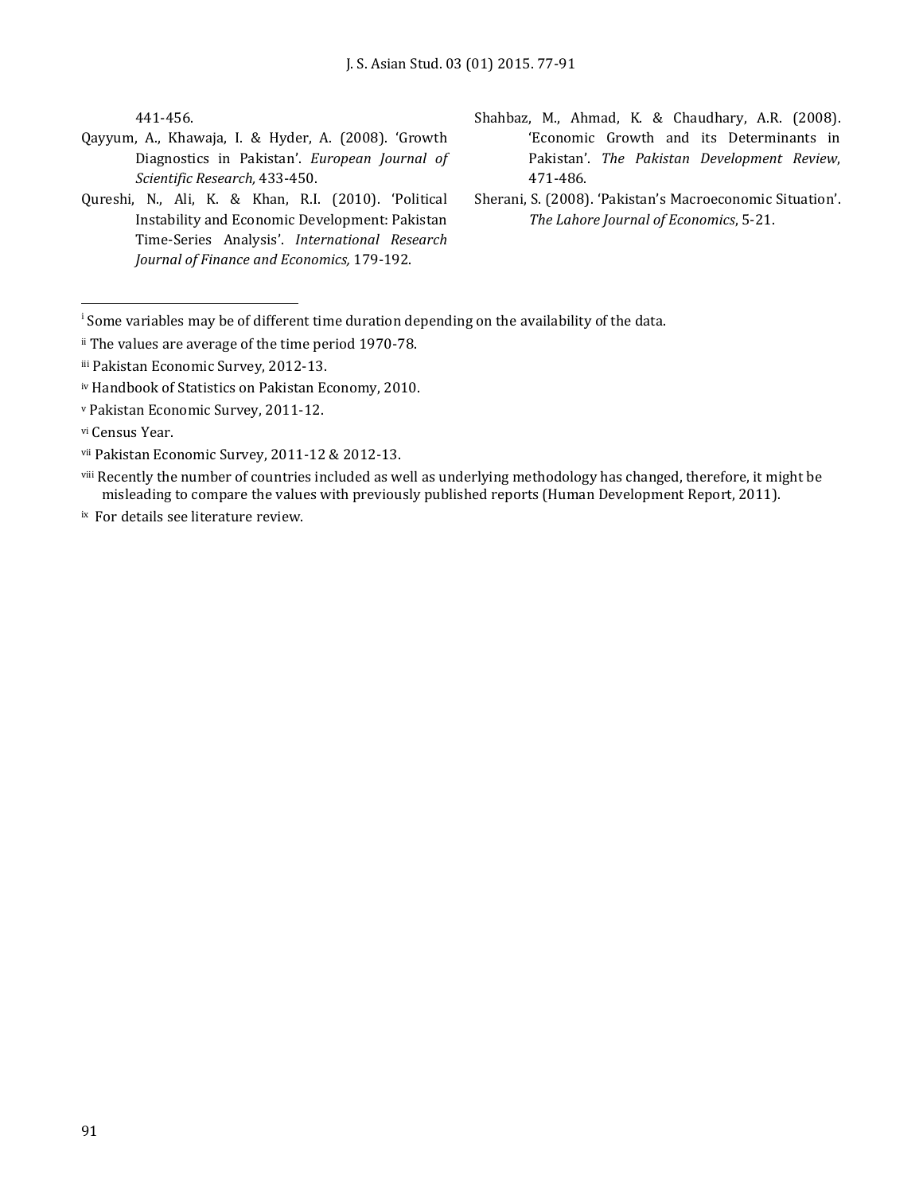441-456.

Qayyum, A., Khawaja, I. & Hyder, A. (2008). 'Growth Diagnostics in Pakistan'. *European Journal of Scientific Research,* 433-450.

Qureshi, N., Ali, K. & Khan, R.I. (2010). 'Political Instability and Economic Development: Pakistan Time-Series Analysis'. *International Research Journal of Finance and Economics,* 179-192.

Shahbaz, M., Ahmad, K. & Chaudhary, A.R. (2008). 'Economic Growth and its Determinants in Pakistan'. *The Pakistan Development Review*, 471-486.

Sherani, S. (2008). 'Pakistan's Macroeconomic Situation'. *The Lahore Journal of Economics*, 5-21.

---

[i] Some variables may be of different time duration depending on the availability of the data.

[ii] The values are average of the time period 1970-78.

[iii] Pakistan Economic Survey, 2012-13.

[iv] Handbook of Statistics on Pakistan Economy, 2010.

[v] Pakistan Economic Survey, 2011-12.

[vi] Census Year.

[vii] Pakistan Economic Survey, 2011-12 & 2012-13.

[viii] Recently the number of countries included as well as underlying methodology has changed, therefore, it might be misleading to compare the values with previously published reports (Human Development Report, 2011).

[ix] For details see literature review.